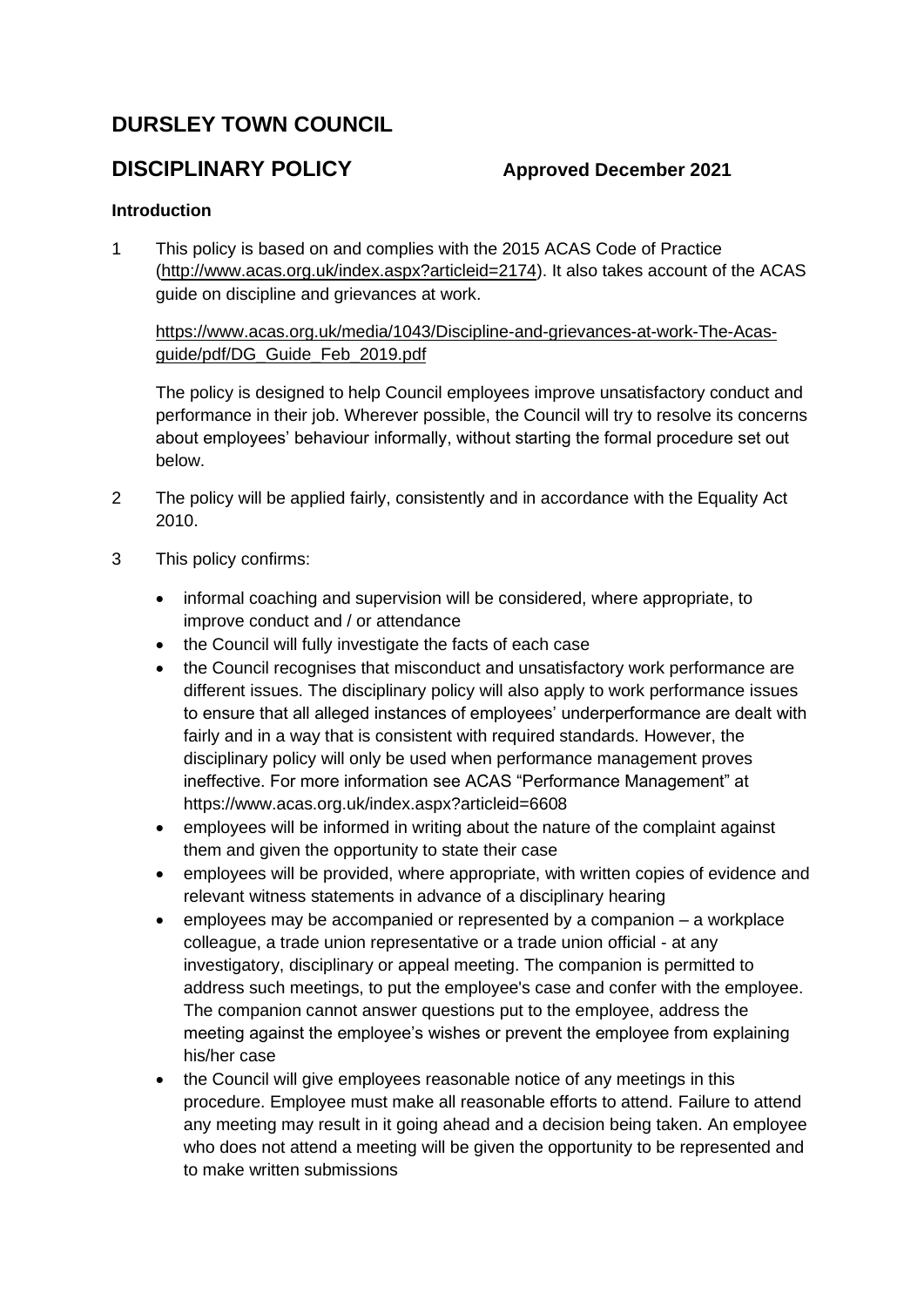# DURSLEY TOWN COUNCIL

## DISCIPLINARY POLICY **Approved December 2021**

### Introduction

1 This policy is based on and complies with the 2015 ACAS Code of Practice (http://www.acas.org.uk/index.aspx?articleid=2174). It also takes account of the ACAS guide on discipline and grievances at work.

https://www.acas.org.uk/media/1043/Discipline-and-grievances-at-work-The-Acas-guide/pdf/DG_Guide_Feb_2019.pdf

The policy is designed to help Council employees improve unsatisfactory conduct and performance in their job. Wherever possible, the Council will try to resolve its concerns about employees' behaviour informally, without starting the formal procedure set out below.

2 The policy will be applied fairly, consistently and in accordance with the Equality Act 2010.

3 This policy confirms:

- informal coaching and supervision will be considered, where appropriate, to improve conduct and / or attendance
- the Council will fully investigate the facts of each case
- the Council recognises that misconduct and unsatisfactory work performance are different issues. The disciplinary policy will also apply to work performance issues to ensure that all alleged instances of employees' underperformance are dealt with fairly and in a way that is consistent with required standards. However, the disciplinary policy will only be used when performance management proves ineffective. For more information see ACAS "Performance Management" at https://www.acas.org.uk/index.aspx?articleid=6608
- employees will be informed in writing about the nature of the complaint against them and given the opportunity to state their case
- employees will be provided, where appropriate, with written copies of evidence and relevant witness statements in advance of a disciplinary hearing
- employees may be accompanied or represented by a companion – a workplace colleague, a trade union representative or a trade union official - at any investigatory, disciplinary or appeal meeting. The companion is permitted to address such meetings, to put the employee's case and confer with the employee. The companion cannot answer questions put to the employee, address the meeting against the employee's wishes or prevent the employee from explaining his/her case
- the Council will give employees reasonable notice of any meetings in this procedure. Employee must make all reasonable efforts to attend. Failure to attend any meeting may result in it going ahead and a decision being taken. An employee who does not attend a meeting will be given the opportunity to be represented and to make written submissions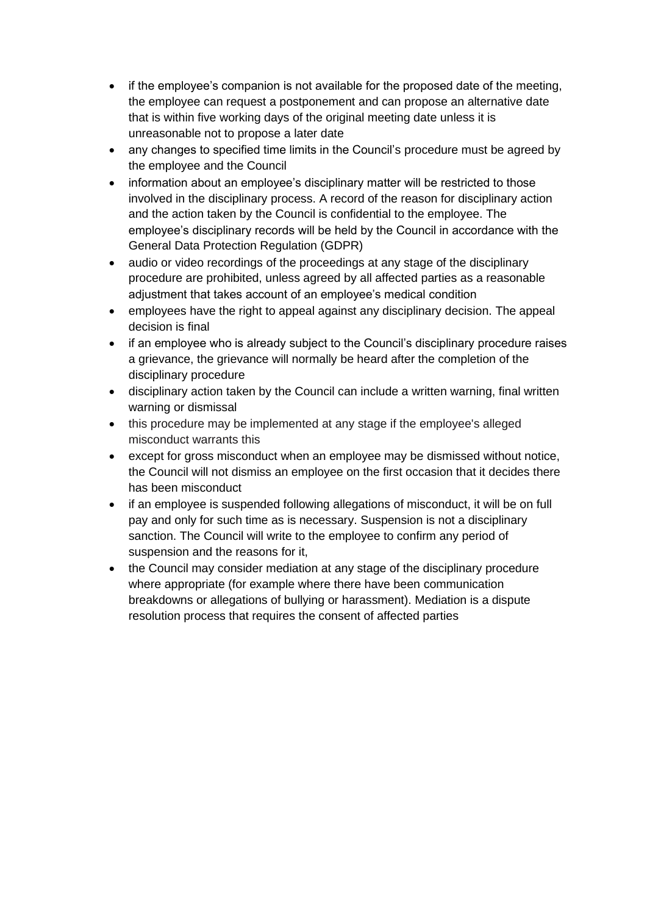- if the employee's companion is not available for the proposed date of the meeting, the employee can request a postponement and can propose an alternative date that is within five working days of the original meeting date unless it is unreasonable not to propose a later date
- any changes to specified time limits in the Council's procedure must be agreed by the employee and the Council
- information about an employee's disciplinary matter will be restricted to those involved in the disciplinary process. A record of the reason for disciplinary action and the action taken by the Council is confidential to the employee. The employee's disciplinary records will be held by the Council in accordance with the General Data Protection Regulation (GDPR)
- audio or video recordings of the proceedings at any stage of the disciplinary procedure are prohibited, unless agreed by all affected parties as a reasonable adjustment that takes account of an employee's medical condition
- employees have the right to appeal against any disciplinary decision. The appeal decision is final
- if an employee who is already subject to the Council's disciplinary procedure raises a grievance, the grievance will normally be heard after the completion of the disciplinary procedure
- disciplinary action taken by the Council can include a written warning, final written warning or dismissal
- this procedure may be implemented at any stage if the employee's alleged misconduct warrants this
- except for gross misconduct when an employee may be dismissed without notice, the Council will not dismiss an employee on the first occasion that it decides there has been misconduct
- if an employee is suspended following allegations of misconduct, it will be on full pay and only for such time as is necessary. Suspension is not a disciplinary sanction. The Council will write to the employee to confirm any period of suspension and the reasons for it,
- the Council may consider mediation at any stage of the disciplinary procedure where appropriate (for example where there have been communication breakdowns or allegations of bullying or harassment). Mediation is a dispute resolution process that requires the consent of affected parties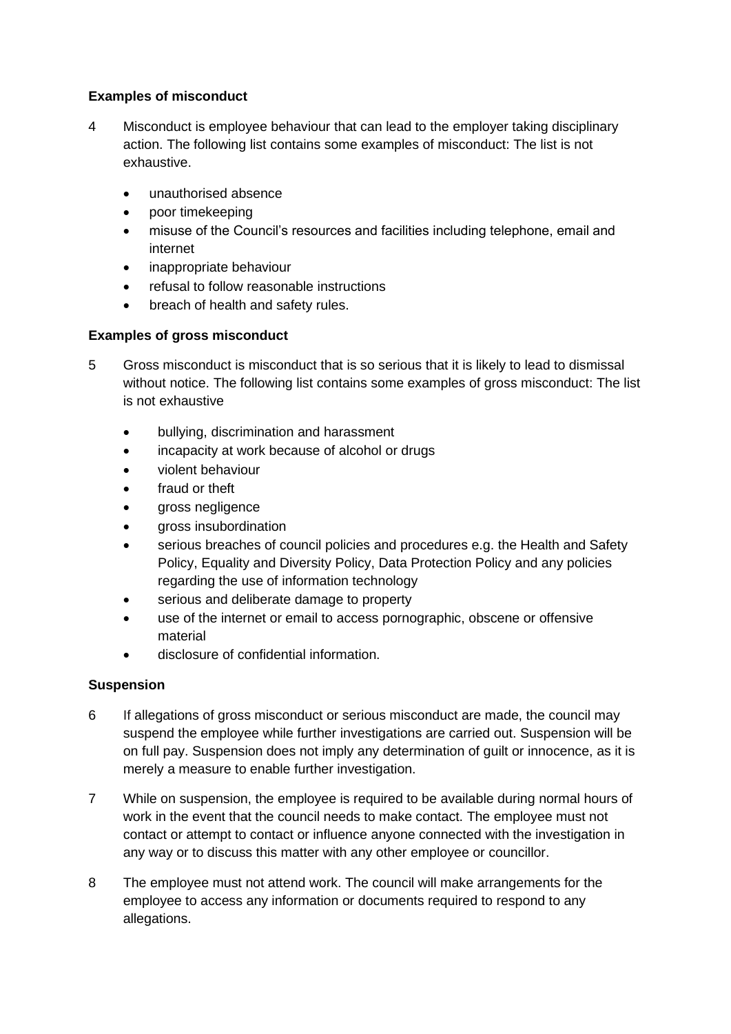### Examples of misconduct

4 Misconduct is employee behaviour that can lead to the employer taking disciplinary action. The following list contains some examples of misconduct: The list is not exhaustive.

- unauthorised absence
- poor timekeeping
- misuse of the Council's resources and facilities including telephone, email and internet
- inappropriate behaviour
- refusal to follow reasonable instructions
- breach of health and safety rules.

### Examples of gross misconduct

5 Gross misconduct is misconduct that is so serious that it is likely to lead to dismissal without notice. The following list contains some examples of gross misconduct: The list is not exhaustive

- bullying, discrimination and harassment
- incapacity at work because of alcohol or drugs
- violent behaviour
- fraud or theft
- gross negligence
- gross insubordination
- serious breaches of council policies and procedures e.g. the Health and Safety Policy, Equality and Diversity Policy, Data Protection Policy and any policies regarding the use of information technology
- serious and deliberate damage to property
- use of the internet or email to access pornographic, obscene or offensive material
- disclosure of confidential information.

### Suspension

6 If allegations of gross misconduct or serious misconduct are made, the council may suspend the employee while further investigations are carried out. Suspension will be on full pay. Suspension does not imply any determination of guilt or innocence, as it is merely a measure to enable further investigation.

7 While on suspension, the employee is required to be available during normal hours of work in the event that the council needs to make contact. The employee must not contact or attempt to contact or influence anyone connected with the investigation in any way or to discuss this matter with any other employee or councillor.

8 The employee must not attend work. The council will make arrangements for the employee to access any information or documents required to respond to any allegations.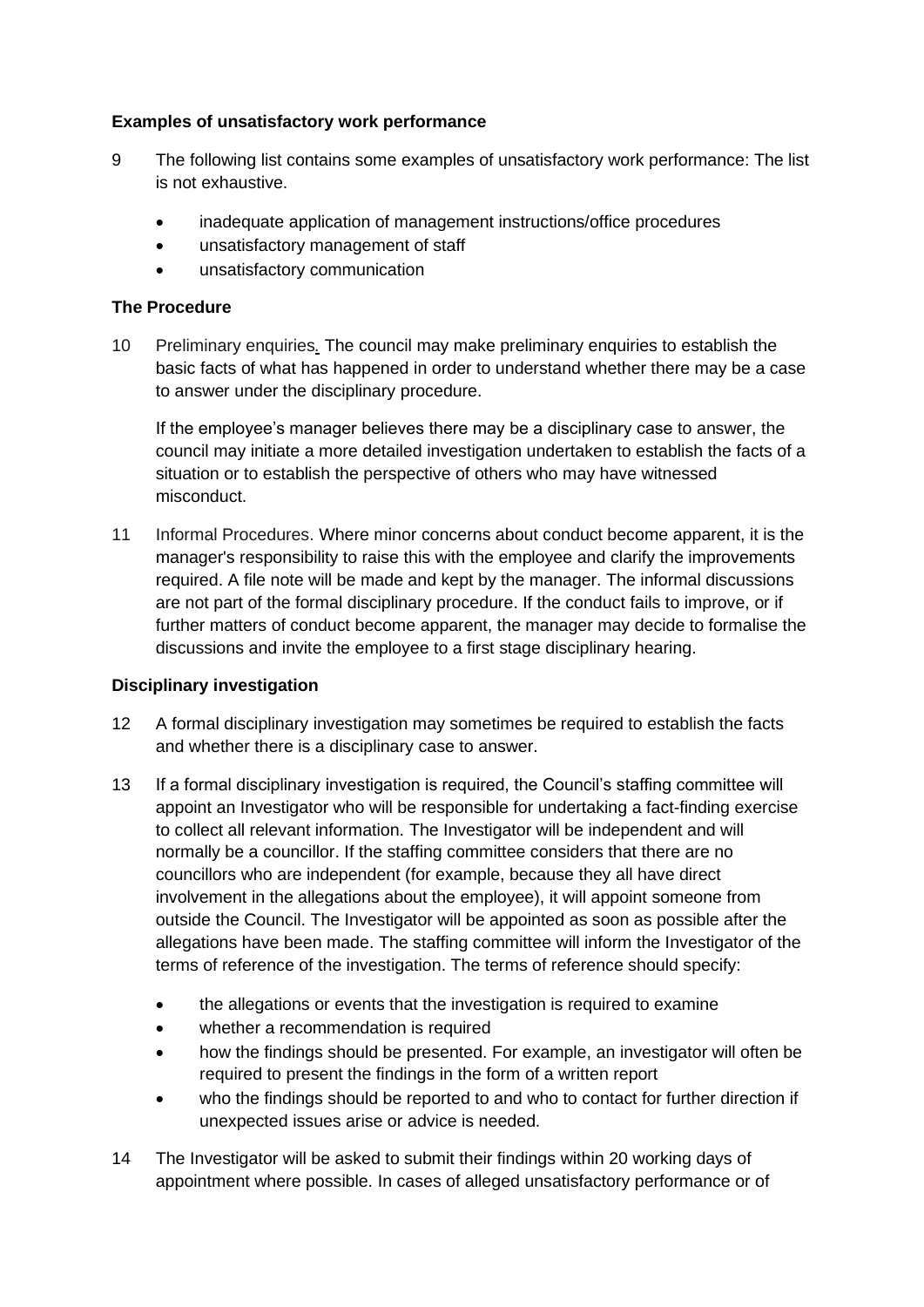**Examples of unsatisfactory work performance**

9 The following list contains some examples of unsatisfactory work performance: The list is not exhaustive.

- inadequate application of management instructions/office procedures
- unsatisfactory management of staff
- unsatisfactory communication

**The Procedure**

10 Preliminary enquiries. The council may make preliminary enquiries to establish the basic facts of what has happened in order to understand whether there may be a case to answer under the disciplinary procedure.

If the employee's manager believes there may be a disciplinary case to answer, the council may initiate a more detailed investigation undertaken to establish the facts of a situation or to establish the perspective of others who may have witnessed misconduct.

11 Informal Procedures. Where minor concerns about conduct become apparent, it is the manager's responsibility to raise this with the employee and clarify the improvements required. A file note will be made and kept by the manager. The informal discussions are not part of the formal disciplinary procedure. If the conduct fails to improve, or if further matters of conduct become apparent, the manager may decide to formalise the discussions and invite the employee to a first stage disciplinary hearing.

**Disciplinary investigation**

12 A formal disciplinary investigation may sometimes be required to establish the facts and whether there is a disciplinary case to answer.

13 If a formal disciplinary investigation is required, the Council's staffing committee will appoint an Investigator who will be responsible for undertaking a fact-finding exercise to collect all relevant information. The Investigator will be independent and will normally be a councillor. If the staffing committee considers that there are no councillors who are independent (for example, because they all have direct involvement in the allegations about the employee), it will appoint someone from outside the Council. The Investigator will be appointed as soon as possible after the allegations have been made. The staffing committee will inform the Investigator of the terms of reference of the investigation. The terms of reference should specify:

- the allegations or events that the investigation is required to examine
- whether a recommendation is required
- how the findings should be presented. For example, an investigator will often be required to present the findings in the form of a written report
- who the findings should be reported to and who to contact for further direction if unexpected issues arise or advice is needed.

14 The Investigator will be asked to submit their findings within 20 working days of appointment where possible. In cases of alleged unsatisfactory performance or of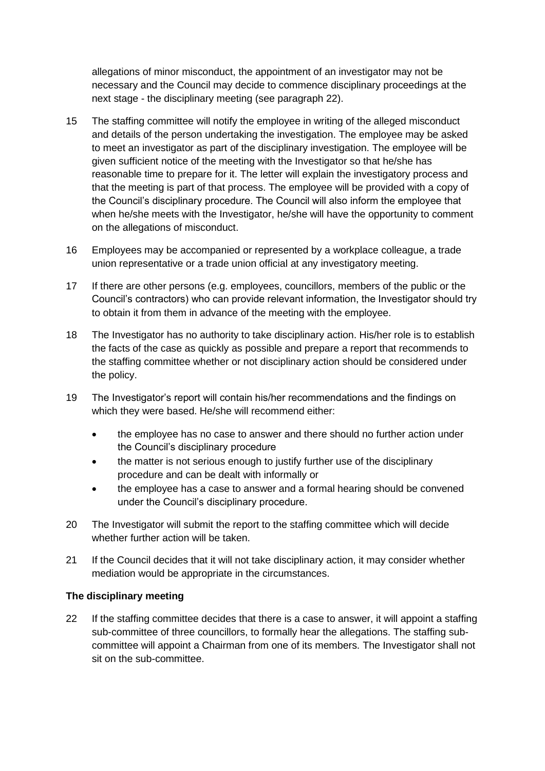allegations of minor misconduct, the appointment of an investigator may not be necessary and the Council may decide to commence disciplinary proceedings at the next stage - the disciplinary meeting (see paragraph 22).

15 The staffing committee will notify the employee in writing of the alleged misconduct and details of the person undertaking the investigation. The employee may be asked to meet an investigator as part of the disciplinary investigation. The employee will be given sufficient notice of the meeting with the Investigator so that he/she has reasonable time to prepare for it. The letter will explain the investigatory process and that the meeting is part of that process. The employee will be provided with a copy of the Council's disciplinary procedure. The Council will also inform the employee that when he/she meets with the Investigator, he/she will have the opportunity to comment on the allegations of misconduct.

16 Employees may be accompanied or represented by a workplace colleague, a trade union representative or a trade union official at any investigatory meeting.

17 If there are other persons (e.g. employees, councillors, members of the public or the Council's contractors) who can provide relevant information, the Investigator should try to obtain it from them in advance of the meeting with the employee.

18 The Investigator has no authority to take disciplinary action. His/her role is to establish the facts of the case as quickly as possible and prepare a report that recommends to the staffing committee whether or not disciplinary action should be considered under the policy.

19 The Investigator's report will contain his/her recommendations and the findings on which they were based. He/she will recommend either:

- the employee has no case to answer and there should no further action under the Council's disciplinary procedure
- the matter is not serious enough to justify further use of the disciplinary procedure and can be dealt with informally or
- the employee has a case to answer and a formal hearing should be convened under the Council's disciplinary procedure.

20 The Investigator will submit the report to the staffing committee which will decide whether further action will be taken.

21 If the Council decides that it will not take disciplinary action, it may consider whether mediation would be appropriate in the circumstances.

**The disciplinary meeting**

22 If the staffing committee decides that there is a case to answer, it will appoint a staffing sub-committee of three councillors, to formally hear the allegations. The staffing sub-committee will appoint a Chairman from one of its members. The Investigator shall not sit on the sub-committee.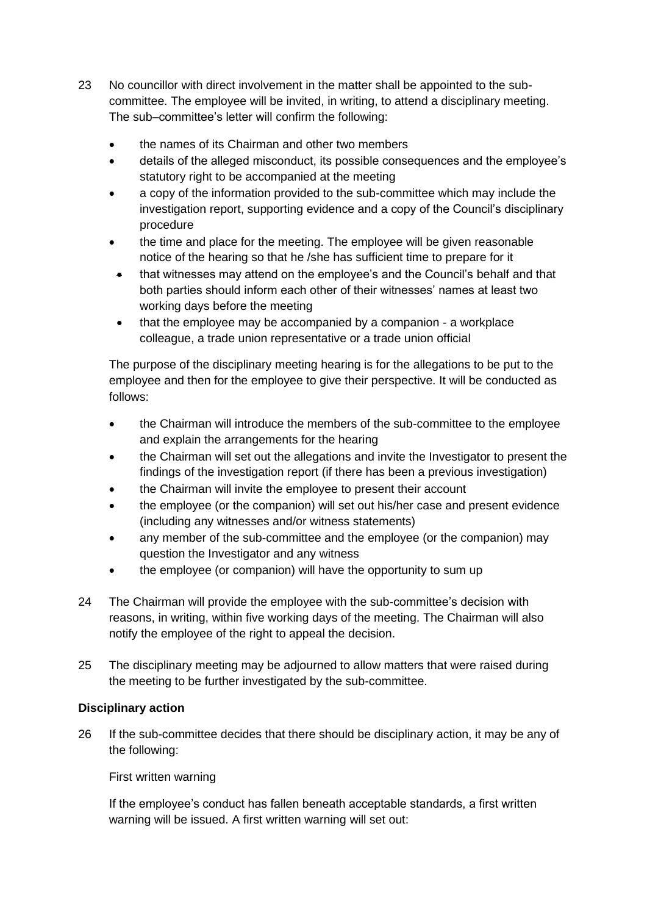23 No councillor with direct involvement in the matter shall be appointed to the sub-committee. The employee will be invited, in writing, to attend a disciplinary meeting. The sub–committee's letter will confirm the following:

- the names of its Chairman and other two members
- details of the alleged misconduct, its possible consequences and the employee's statutory right to be accompanied at the meeting
- a copy of the information provided to the sub-committee which may include the investigation report, supporting evidence and a copy of the Council's disciplinary procedure
- the time and place for the meeting. The employee will be given reasonable notice of the hearing so that he /she has sufficient time to prepare for it
- that witnesses may attend on the employee's and the Council's behalf and that both parties should inform each other of their witnesses' names at least two working days before the meeting
- that the employee may be accompanied by a companion - a workplace colleague, a trade union representative or a trade union official

The purpose of the disciplinary meeting hearing is for the allegations to be put to the employee and then for the employee to give their perspective. It will be conducted as follows:

- the Chairman will introduce the members of the sub-committee to the employee and explain the arrangements for the hearing
- the Chairman will set out the allegations and invite the Investigator to present the findings of the investigation report (if there has been a previous investigation)
- the Chairman will invite the employee to present their account
- the employee (or the companion) will set out his/her case and present evidence (including any witnesses and/or witness statements)
- any member of the sub-committee and the employee (or the companion) may question the Investigator and any witness
- the employee (or companion) will have the opportunity to sum up

24 The Chairman will provide the employee with the sub-committee's decision with reasons, in writing, within five working days of the meeting. The Chairman will also notify the employee of the right to appeal the decision.

25 The disciplinary meeting may be adjourned to allow matters that were raised during the meeting to be further investigated by the sub-committee.

**Disciplinary action**

26 If the sub-committee decides that there should be disciplinary action, it may be any of the following:

First written warning

If the employee's conduct has fallen beneath acceptable standards, a first written warning will be issued. A first written warning will set out: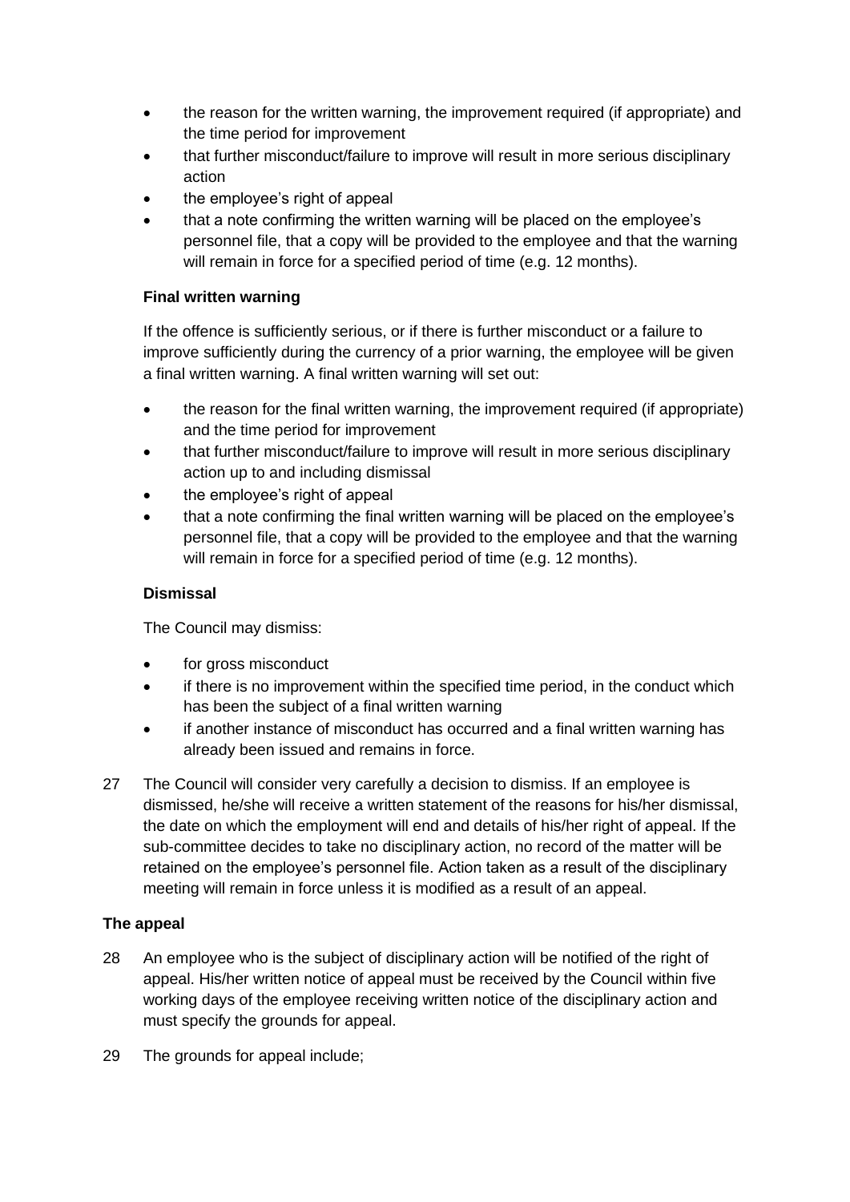- the reason for the written warning, the improvement required (if appropriate) and the time period for improvement
- that further misconduct/failure to improve will result in more serious disciplinary action
- the employee's right of appeal
- that a note confirming the written warning will be placed on the employee's personnel file, that a copy will be provided to the employee and that the warning will remain in force for a specified period of time (e.g. 12 months).

**Final written warning**

If the offence is sufficiently serious, or if there is further misconduct or a failure to improve sufficiently during the currency of a prior warning, the employee will be given a final written warning. A final written warning will set out:

- the reason for the final written warning, the improvement required (if appropriate) and the time period for improvement
- that further misconduct/failure to improve will result in more serious disciplinary action up to and including dismissal
- the employee's right of appeal
- that a note confirming the final written warning will be placed on the employee's personnel file, that a copy will be provided to the employee and that the warning will remain in force for a specified period of time (e.g. 12 months).

**Dismissal**

The Council may dismiss:

- for gross misconduct
- if there is no improvement within the specified time period, in the conduct which has been the subject of a final written warning
- if another instance of misconduct has occurred and a final written warning has already been issued and remains in force.

27 The Council will consider very carefully a decision to dismiss. If an employee is dismissed, he/she will receive a written statement of the reasons for his/her dismissal, the date on which the employment will end and details of his/her right of appeal. If the sub-committee decides to take no disciplinary action, no record of the matter will be retained on the employee's personnel file. Action taken as a result of the disciplinary meeting will remain in force unless it is modified as a result of an appeal.

## The appeal

28 An employee who is the subject of disciplinary action will be notified of the right of appeal. His/her written notice of appeal must be received by the Council within five working days of the employee receiving written notice of the disciplinary action and must specify the grounds for appeal.

29 The grounds for appeal include;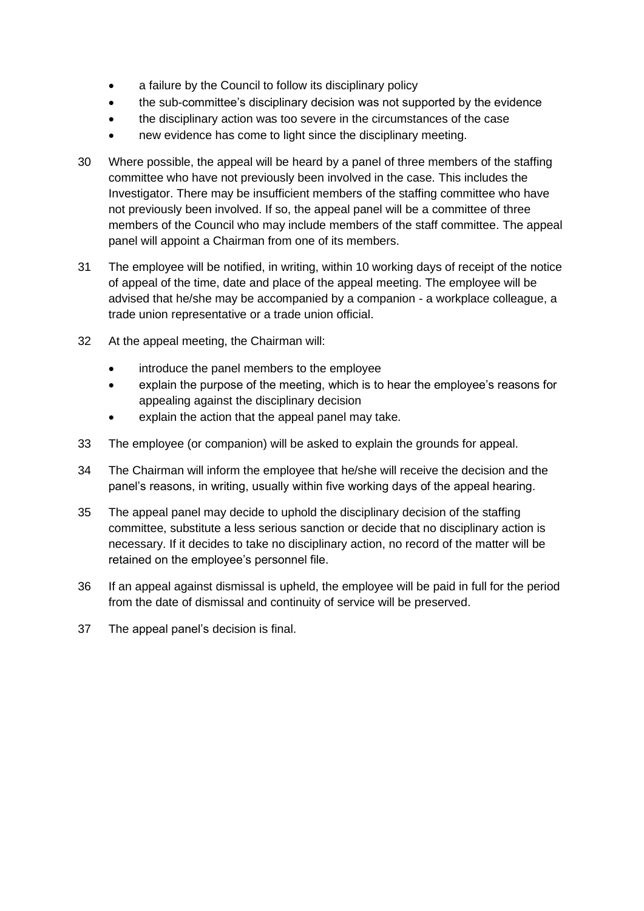- a failure by the Council to follow its disciplinary policy
- the sub-committee's disciplinary decision was not supported by the evidence
- the disciplinary action was too severe in the circumstances of the case
- new evidence has come to light since the disciplinary meeting.

30 Where possible, the appeal will be heard by a panel of three members of the staffing committee who have not previously been involved in the case. This includes the Investigator. There may be insufficient members of the staffing committee who have not previously been involved. If so, the appeal panel will be a committee of three members of the Council who may include members of the staff committee. The appeal panel will appoint a Chairman from one of its members.

31 The employee will be notified, in writing, within 10 working days of receipt of the notice of appeal of the time, date and place of the appeal meeting. The employee will be advised that he/she may be accompanied by a companion - a workplace colleague, a trade union representative or a trade union official.

32 At the appeal meeting, the Chairman will:

- introduce the panel members to the employee
- explain the purpose of the meeting, which is to hear the employee's reasons for appealing against the disciplinary decision
- explain the action that the appeal panel may take.

33 The employee (or companion) will be asked to explain the grounds for appeal.

34 The Chairman will inform the employee that he/she will receive the decision and the panel's reasons, in writing, usually within five working days of the appeal hearing.

35 The appeal panel may decide to uphold the disciplinary decision of the staffing committee, substitute a less serious sanction or decide that no disciplinary action is necessary. If it decides to take no disciplinary action, no record of the matter will be retained on the employee's personnel file.

36 If an appeal against dismissal is upheld, the employee will be paid in full for the period from the date of dismissal and continuity of service will be preserved.

37 The appeal panel's decision is final.